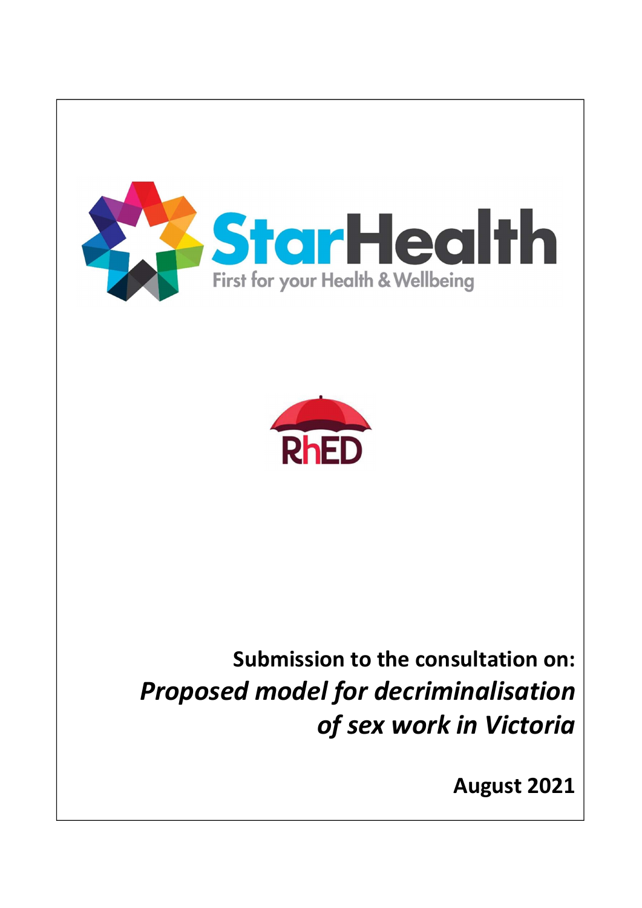StarHealth

First for your Health & Wellbeing

RhED

**Submission to the consultation on:**

***Proposed model for decriminalisation of sex work in Victoria***

**August 2021**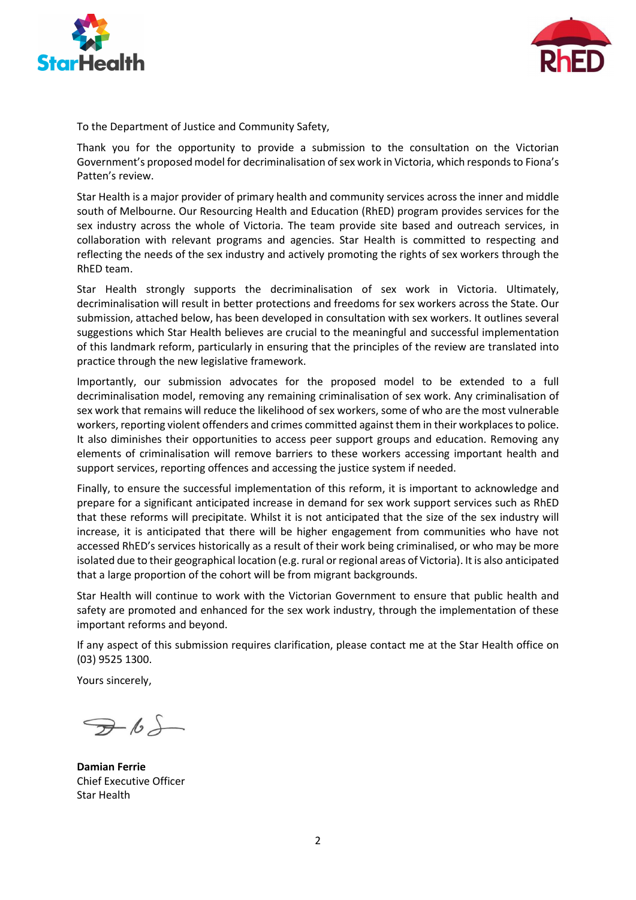To the Department of Justice and Community Safety,

Thank you for the opportunity to provide a submission to the consultation on the Victorian Government's proposed model for decriminalisation of sex work in Victoria, which responds to Fiona's Patten's review.

Star Health is a major provider of primary health and community services across the inner and middle south of Melbourne. Our Resourcing Health and Education (RhED) program provides services for the sex industry across the whole of Victoria. The team provide site based and outreach services, in collaboration with relevant programs and agencies. Star Health is committed to respecting and reflecting the needs of the sex industry and actively promoting the rights of sex workers through the RhED team.

Star Health strongly supports the decriminalisation of sex work in Victoria. Ultimately, decriminalisation will result in better protections and freedoms for sex workers across the State. Our submission, attached below, has been developed in consultation with sex workers. It outlines several suggestions which Star Health believes are crucial to the meaningful and successful implementation of this landmark reform, particularly in ensuring that the principles of the review are translated into practice through the new legislative framework.

Importantly, our submission advocates for the proposed model to be extended to a full decriminalisation model, removing any remaining criminalisation of sex work. Any criminalisation of sex work that remains will reduce the likelihood of sex workers, some of who are the most vulnerable workers, reporting violent offenders and crimes committed against them in their workplaces to police. It also diminishes their opportunities to access peer support groups and education. Removing any elements of criminalisation will remove barriers to these workers accessing important health and support services, reporting offences and accessing the justice system if needed.

Finally, to ensure the successful implementation of this reform, it is important to acknowledge and prepare for a significant anticipated increase in demand for sex work support services such as RhED that these reforms will precipitate. Whilst it is not anticipated that the size of the sex industry will increase, it is anticipated that there will be higher engagement from communities who have not accessed RhED's services historically as a result of their work being criminalised, or who may be more isolated due to their geographical location (e.g. rural or regional areas of Victoria). It is also anticipated that a large proportion of the cohort will be from migrant backgrounds.

Star Health will continue to work with the Victorian Government to ensure that public health and safety are promoted and enhanced for the sex work industry, through the implementation of these important reforms and beyond.

If any aspect of this submission requires clarification, please contact me at the Star Health office on (03) 9525 1300.

Yours sincerely,

**Damian Ferrie**
Chief Executive Officer
Star Health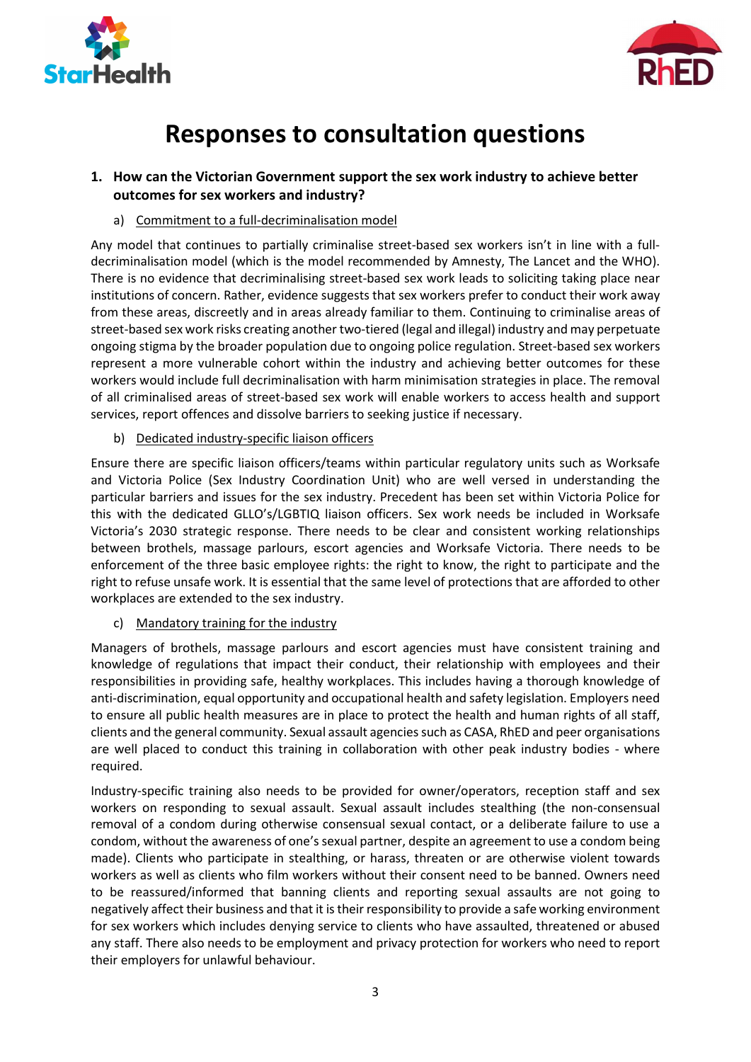# Responses to consultation questions

**1. How can the Victorian Government support the sex work industry to achieve better outcomes for sex workers and industry?**

a) Commitment to a full-decriminalisation model

Any model that continues to partially criminalise street-based sex workers isn't in line with a full-decriminalisation model (which is the model recommended by Amnesty, The Lancet and the WHO). There is no evidence that decriminalising street-based sex work leads to soliciting taking place near institutions of concern. Rather, evidence suggests that sex workers prefer to conduct their work away from these areas, discreetly and in areas already familiar to them. Continuing to criminalise areas of street-based sex work risks creating another two-tiered (legal and illegal) industry and may perpetuate ongoing stigma by the broader population due to ongoing police regulation. Street-based sex workers represent a more vulnerable cohort within the industry and achieving better outcomes for these workers would include full decriminalisation with harm minimisation strategies in place. The removal of all criminalised areas of street-based sex work will enable workers to access health and support services, report offences and dissolve barriers to seeking justice if necessary.

b) Dedicated industry-specific liaison officers

Ensure there are specific liaison officers/teams within particular regulatory units such as Worksafe and Victoria Police (Sex Industry Coordination Unit) who are well versed in understanding the particular barriers and issues for the sex industry. Precedent has been set within Victoria Police for this with the dedicated GLLO's/LGBTIQ liaison officers. Sex work needs be included in Worksafe Victoria's 2030 strategic response. There needs to be clear and consistent working relationships between brothels, massage parlours, escort agencies and Worksafe Victoria. There needs to be enforcement of the three basic employee rights: the right to know, the right to participate and the right to refuse unsafe work. It is essential that the same level of protections that are afforded to other workplaces are extended to the sex industry.

c) Mandatory training for the industry

Managers of brothels, massage parlours and escort agencies must have consistent training and knowledge of regulations that impact their conduct, their relationship with employees and their responsibilities in providing safe, healthy workplaces. This includes having a thorough knowledge of anti-discrimination, equal opportunity and occupational health and safety legislation. Employers need to ensure all public health measures are in place to protect the health and human rights of all staff, clients and the general community. Sexual assault agencies such as CASA, RhED and peer organisations are well placed to conduct this training in collaboration with other peak industry bodies - where required.

Industry-specific training also needs to be provided for owner/operators, reception staff and sex workers on responding to sexual assault. Sexual assault includes stealthing (the non-consensual removal of a condom during otherwise consensual sexual contact, or a deliberate failure to use a condom, without the awareness of one's sexual partner, despite an agreement to use a condom being made). Clients who participate in stealthing, or harass, threaten or are otherwise violent towards workers as well as clients who film workers without their consent need to be banned. Owners need to be reassured/informed that banning clients and reporting sexual assaults are not going to negatively affect their business and that it is their responsibility to provide a safe working environment for sex workers which includes denying service to clients who have assaulted, threatened or abused any staff. There also needs to be employment and privacy protection for workers who need to report their employers for unlawful behaviour.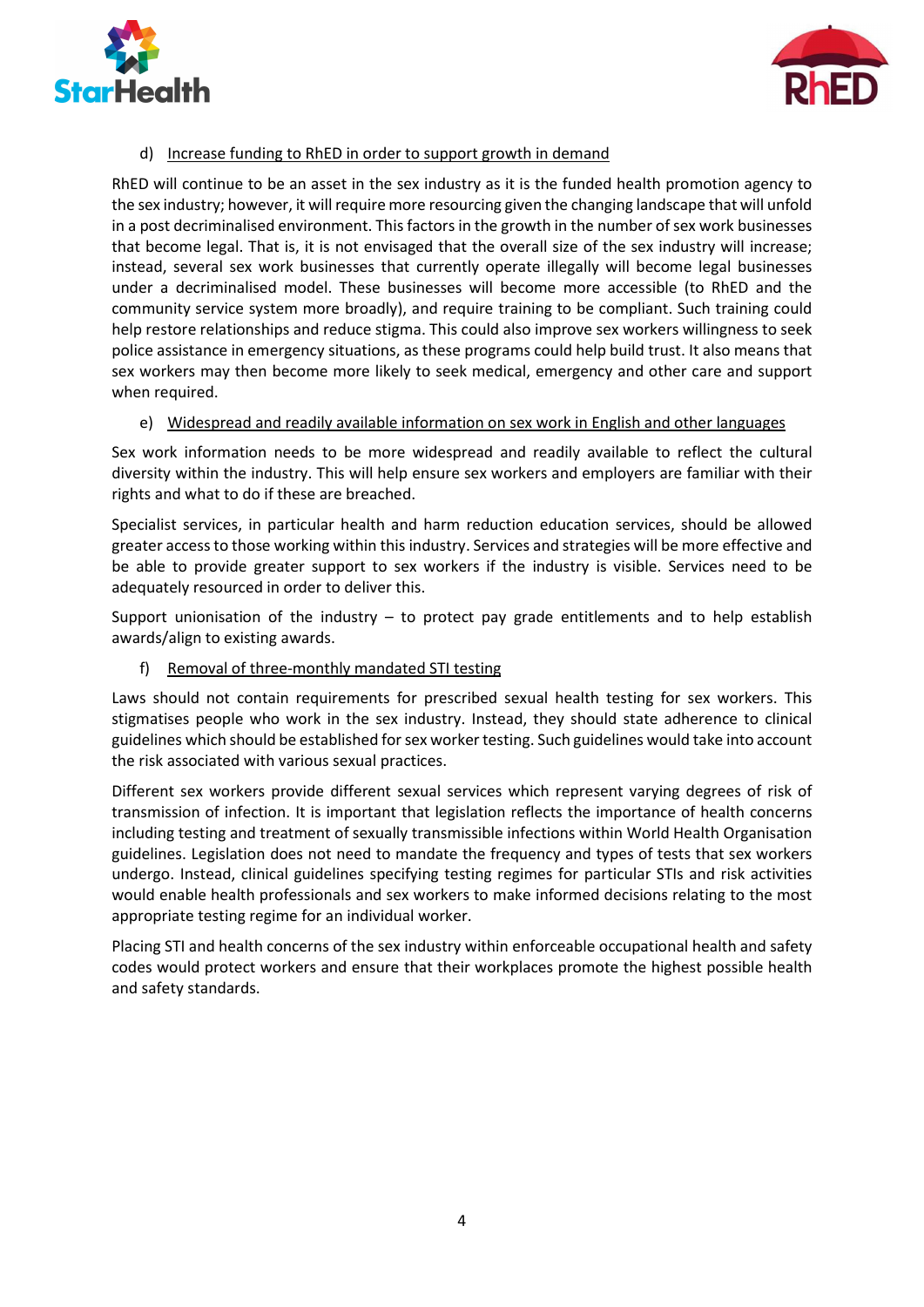d) Increase funding to RhED in order to support growth in demand

RhED will continue to be an asset in the sex industry as it is the funded health promotion agency to the sex industry; however, it will require more resourcing given the changing landscape that will unfold in a post decriminalised environment. This factors in the growth in the number of sex work businesses that become legal. That is, it is not envisaged that the overall size of the sex industry will increase; instead, several sex work businesses that currently operate illegally will become legal businesses under a decriminalised model. These businesses will become more accessible (to RhED and the community service system more broadly), and require training to be compliant. Such training could help restore relationships and reduce stigma. This could also improve sex workers willingness to seek police assistance in emergency situations, as these programs could help build trust. It also means that sex workers may then become more likely to seek medical, emergency and other care and support when required.

e) Widespread and readily available information on sex work in English and other languages

Sex work information needs to be more widespread and readily available to reflect the cultural diversity within the industry. This will help ensure sex workers and employers are familiar with their rights and what to do if these are breached.

Specialist services, in particular health and harm reduction education services, should be allowed greater access to those working within this industry. Services and strategies will be more effective and be able to provide greater support to sex workers if the industry is visible. Services need to be adequately resourced in order to deliver this.

Support unionisation of the industry – to protect pay grade entitlements and to help establish awards/align to existing awards.

f) Removal of three-monthly mandated STI testing

Laws should not contain requirements for prescribed sexual health testing for sex workers. This stigmatises people who work in the sex industry. Instead, they should state adherence to clinical guidelines which should be established for sex worker testing. Such guidelines would take into account the risk associated with various sexual practices.

Different sex workers provide different sexual services which represent varying degrees of risk of transmission of infection. It is important that legislation reflects the importance of health concerns including testing and treatment of sexually transmissible infections within World Health Organisation guidelines. Legislation does not need to mandate the frequency and types of tests that sex workers undergo. Instead, clinical guidelines specifying testing regimes for particular STIs and risk activities would enable health professionals and sex workers to make informed decisions relating to the most appropriate testing regime for an individual worker.

Placing STI and health concerns of the sex industry within enforceable occupational health and safety codes would protect workers and ensure that their workplaces promote the highest possible health and safety standards.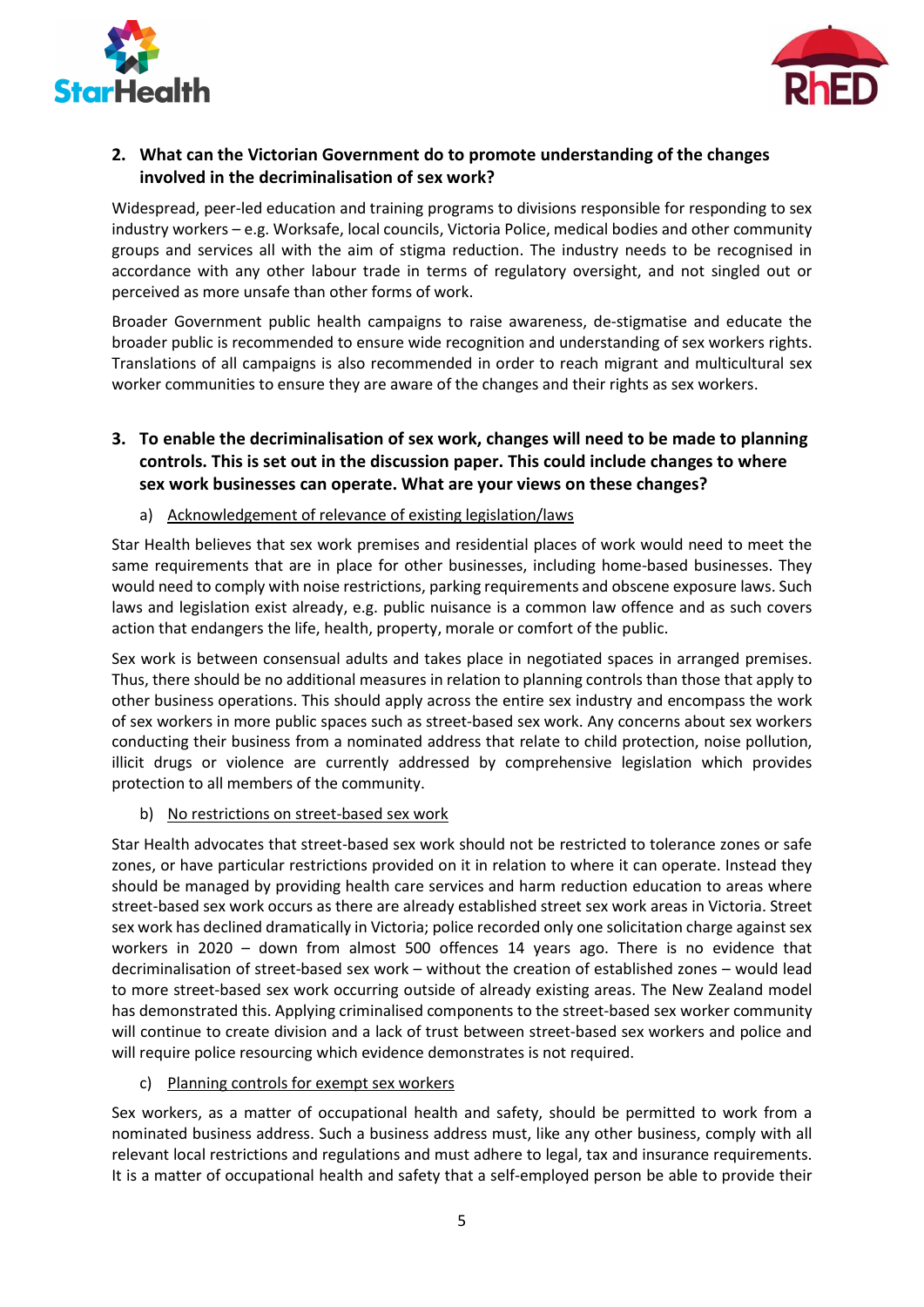2. **What can the Victorian Government do to promote understanding of the changes involved in the decriminalisation of sex work?**

Widespread, peer-led education and training programs to divisions responsible for responding to sex industry workers – e.g. Worksafe, local councils, Victoria Police, medical bodies and other community groups and services all with the aim of stigma reduction. The industry needs to be recognised in accordance with any other labour trade in terms of regulatory oversight, and not singled out or perceived as more unsafe than other forms of work.

Broader Government public health campaigns to raise awareness, de-stigmatise and educate the broader public is recommended to ensure wide recognition and understanding of sex workers rights. Translations of all campaigns is also recommended in order to reach migrant and multicultural sex worker communities to ensure they are aware of the changes and their rights as sex workers.

3. **To enable the decriminalisation of sex work, changes will need to be made to planning controls. This is set out in the discussion paper. This could include changes to where sex work businesses can operate. What are your views on these changes?**

   a) <u>Acknowledgement of relevance of existing legislation/laws</u>

Star Health believes that sex work premises and residential places of work would need to meet the same requirements that are in place for other businesses, including home-based businesses. They would need to comply with noise restrictions, parking requirements and obscene exposure laws. Such laws and legislation exist already, e.g. public nuisance is a common law offence and as such covers action that endangers the life, health, property, morale or comfort of the public.

Sex work is between consensual adults and takes place in negotiated spaces in arranged premises. Thus, there should be no additional measures in relation to planning controls than those that apply to other business operations. This should apply across the entire sex industry and encompass the work of sex workers in more public spaces such as street-based sex work. Any concerns about sex workers conducting their business from a nominated address that relate to child protection, noise pollution, illicit drugs or violence are currently addressed by comprehensive legislation which provides protection to all members of the community.

   b) <u>No restrictions on street-based sex work</u>

Star Health advocates that street-based sex work should not be restricted to tolerance zones or safe zones, or have particular restrictions provided on it in relation to where it can operate. Instead they should be managed by providing health care services and harm reduction education to areas where street-based sex work occurs as there are already established street sex work areas in Victoria. Street sex work has declined dramatically in Victoria; police recorded only one solicitation charge against sex workers in 2020 – down from almost 500 offences 14 years ago. There is no evidence that decriminalisation of street-based sex work – without the creation of established zones – would lead to more street-based sex work occurring outside of already existing areas. The New Zealand model has demonstrated this. Applying criminalised components to the street-based sex worker community will continue to create division and a lack of trust between street-based sex workers and police and will require police resourcing which evidence demonstrates is not required.

   c) <u>Planning controls for exempt sex workers</u>

Sex workers, as a matter of occupational health and safety, should be permitted to work from a nominated business address. Such a business address must, like any other business, comply with all relevant local restrictions and regulations and must adhere to legal, tax and insurance requirements. It is a matter of occupational health and safety that a self-employed person be able to provide their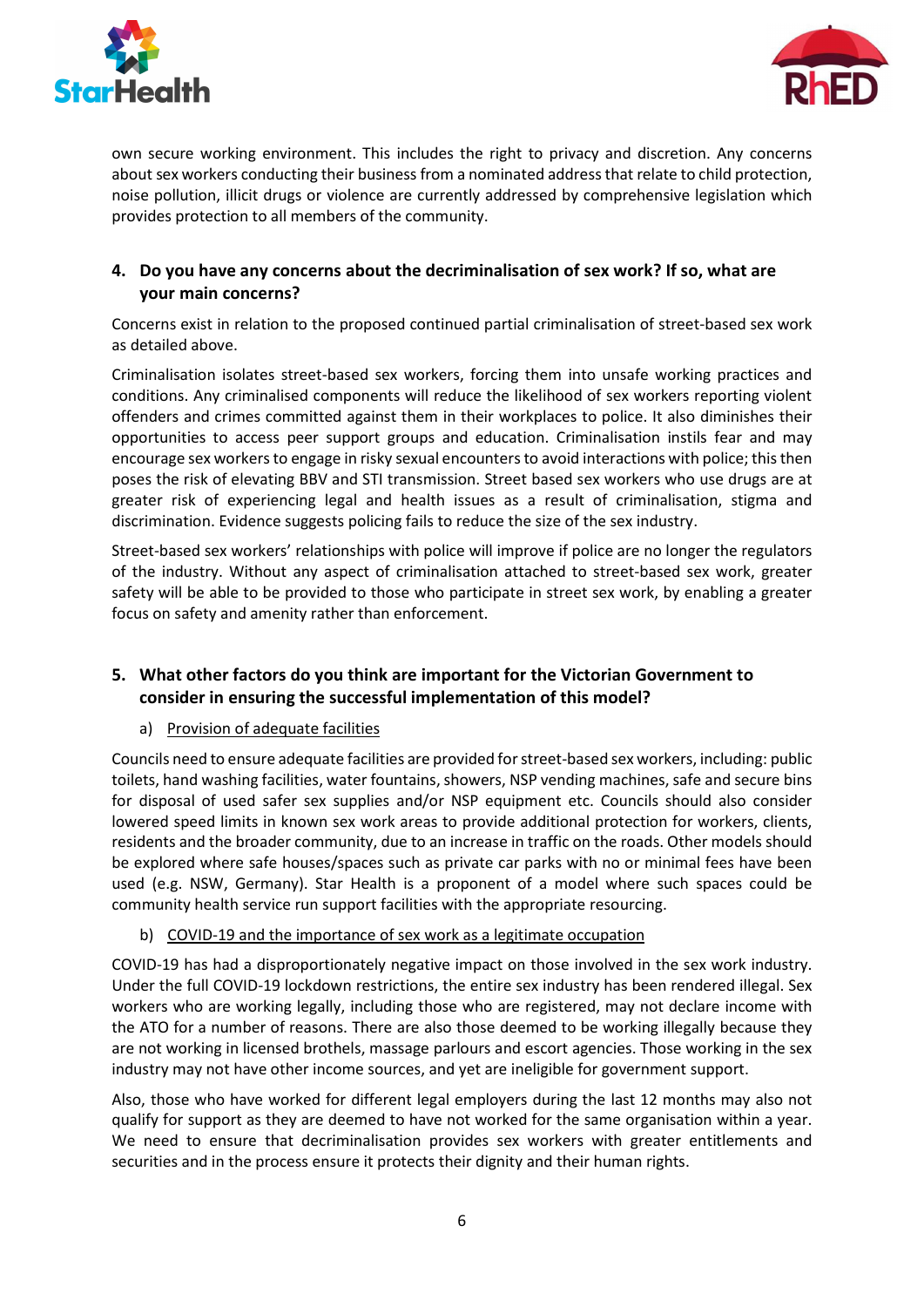own secure working environment. This includes the right to privacy and discretion. Any concerns about sex workers conducting their business from a nominated address that relate to child protection, noise pollution, illicit drugs or violence are currently addressed by comprehensive legislation which provides protection to all members of the community.

## 4. Do you have any concerns about the decriminalisation of sex work? If so, what are your main concerns?

Concerns exist in relation to the proposed continued partial criminalisation of street-based sex work as detailed above.

Criminalisation isolates street-based sex workers, forcing them into unsafe working practices and conditions. Any criminalised components will reduce the likelihood of sex workers reporting violent offenders and crimes committed against them in their workplaces to police. It also diminishes their opportunities to access peer support groups and education. Criminalisation instils fear and may encourage sex workers to engage in risky sexual encounters to avoid interactions with police; this then poses the risk of elevating BBV and STI transmission. Street based sex workers who use drugs are at greater risk of experiencing legal and health issues as a result of criminalisation, stigma and discrimination. Evidence suggests policing fails to reduce the size of the sex industry.

Street-based sex workers' relationships with police will improve if police are no longer the regulators of the industry. Without any aspect of criminalisation attached to street-based sex work, greater safety will be able to be provided to those who participate in street sex work, by enabling a greater focus on safety and amenity rather than enforcement.

## 5. What other factors do you think are important for the Victorian Government to consider in ensuring the successful implementation of this model?

a) Provision of adequate facilities

Councils need to ensure adequate facilities are provided for street-based sex workers, including: public toilets, hand washing facilities, water fountains, showers, NSP vending machines, safe and secure bins for disposal of used safer sex supplies and/or NSP equipment etc. Councils should also consider lowered speed limits in known sex work areas to provide additional protection for workers, clients, residents and the broader community, due to an increase in traffic on the roads. Other models should be explored where safe houses/spaces such as private car parks with no or minimal fees have been used (e.g. NSW, Germany). Star Health is a proponent of a model where such spaces could be community health service run support facilities with the appropriate resourcing.

b) COVID-19 and the importance of sex work as a legitimate occupation

COVID-19 has had a disproportionately negative impact on those involved in the sex work industry. Under the full COVID-19 lockdown restrictions, the entire sex industry has been rendered illegal. Sex workers who are working legally, including those who are registered, may not declare income with the ATO for a number of reasons. There are also those deemed to be working illegally because they are not working in licensed brothels, massage parlours and escort agencies. Those working in the sex industry may not have other income sources, and yet are ineligible for government support.

Also, those who have worked for different legal employers during the last 12 months may also not qualify for support as they are deemed to have not worked for the same organisation within a year. We need to ensure that decriminalisation provides sex workers with greater entitlements and securities and in the process ensure it protects their dignity and their human rights.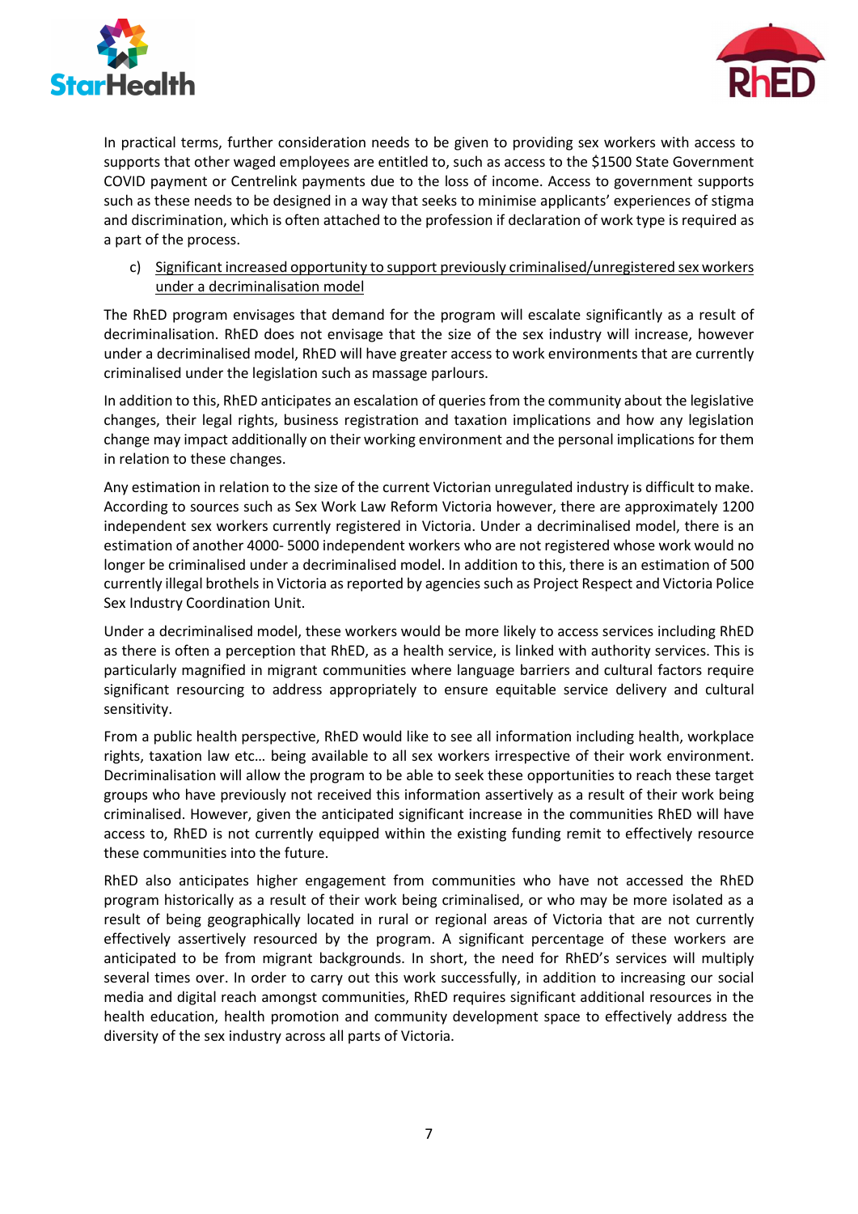In practical terms, further consideration needs to be given to providing sex workers with access to supports that other waged employees are entitled to, such as access to the $1500 State Government COVID payment or Centrelink payments due to the loss of income. Access to government supports such as these needs to be designed in a way that seeks to minimise applicants' experiences of stigma and discrimination, which is often attached to the profession if declaration of work type is required as a part of the process.

c) <u>Significant increased opportunity to support previously criminalised/unregistered sex workers under a decriminalisation model</u>

The RhED program envisages that demand for the program will escalate significantly as a result of decriminalisation. RhED does not envisage that the size of the sex industry will increase, however under a decriminalised model, RhED will have greater access to work environments that are currently criminalised under the legislation such as massage parlours.

In addition to this, RhED anticipates an escalation of queries from the community about the legislative changes, their legal rights, business registration and taxation implications and how any legislation change may impact additionally on their working environment and the personal implications for them in relation to these changes.

Any estimation in relation to the size of the current Victorian unregulated industry is difficult to make. According to sources such as Sex Work Law Reform Victoria however, there are approximately 1200 independent sex workers currently registered in Victoria. Under a decriminalised model, there is an estimation of another 4000- 5000 independent workers who are not registered whose work would no longer be criminalised under a decriminalised model. In addition to this, there is an estimation of 500 currently illegal brothels in Victoria as reported by agencies such as Project Respect and Victoria Police Sex Industry Coordination Unit.

Under a decriminalised model, these workers would be more likely to access services including RhED as there is often a perception that RhED, as a health service, is linked with authority services. This is particularly magnified in migrant communities where language barriers and cultural factors require significant resourcing to address appropriately to ensure equitable service delivery and cultural sensitivity.

From a public health perspective, RhED would like to see all information including health, workplace rights, taxation law etc… being available to all sex workers irrespective of their work environment. Decriminalisation will allow the program to be able to seek these opportunities to reach these target groups who have previously not received this information assertively as a result of their work being criminalised. However, given the anticipated significant increase in the communities RhED will have access to, RhED is not currently equipped within the existing funding remit to effectively resource these communities into the future.

RhED also anticipates higher engagement from communities who have not accessed the RhED program historically as a result of their work being criminalised, or who may be more isolated as a result of being geographically located in rural or regional areas of Victoria that are not currently effectively assertively resourced by the program. A significant percentage of these workers are anticipated to be from migrant backgrounds. In short, the need for RhED's services will multiply several times over. In order to carry out this work successfully, in addition to increasing our social media and digital reach amongst communities, RhED requires significant additional resources in the health education, health promotion and community development space to effectively address the diversity of the sex industry across all parts of Victoria.